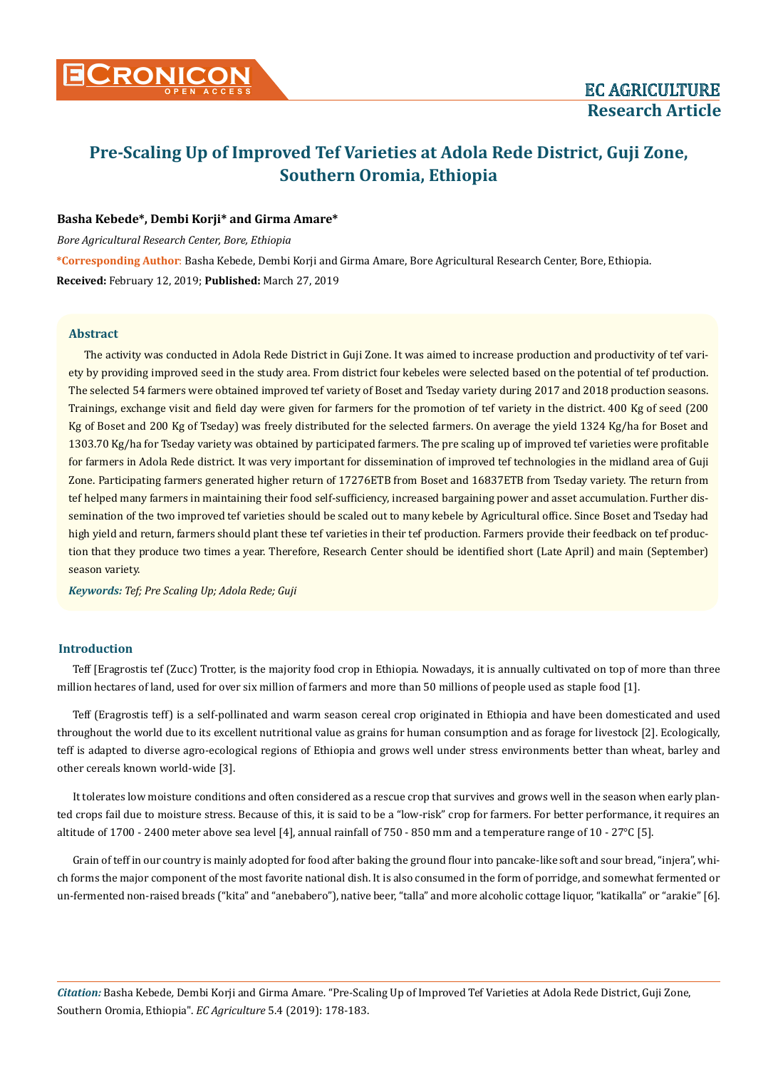# Pre-Scaling Up of Improved Tef Varieties at Adola Rede District, Guji Zone, Southern Oromia, Ethiopia

**Basha Kebede\*, Dembi Korji\* and Girma Amare\***

*Bore Agricultural Research Center, Bore, Ethiopia*

**\*Corresponding Author**: Basha Kebede, Dembi Korji and Girma Amare, Bore Agricultural Research Center, Bore, Ethiopia.

**Received:** February 12, 2019; **Published:** March 27, 2019

## Abstract

The activity was conducted in Adola Rede District in Guji Zone. It was aimed to increase production and productivity of tef variety by providing improved seed in the study area. From district four kebeles were selected based on the potential of tef production. The selected 54 farmers were obtained improved tef variety of Boset and Tseday variety during 2017 and 2018 production seasons. Trainings, exchange visit and field day were given for farmers for the promotion of tef variety in the district. 400 Kg of seed (200 Kg of Boset and 200 Kg of Tseday) was freely distributed for the selected farmers. On average the yield 1324 Kg/ha for Boset and 1303.70 Kg/ha for Tseday variety was obtained by participated farmers. The pre scaling up of improved tef varieties were profitable for farmers in Adola Rede district. It was very important for dissemination of improved tef technologies in the midland area of Guji Zone. Participating farmers generated higher return of 17276ETB from Boset and 16837ETB from Tseday variety. The return from tef helped many farmers in maintaining their food self-sufficiency, increased bargaining power and asset accumulation. Further dissemination of the two improved tef varieties should be scaled out to many kebele by Agricultural office. Since Boset and Tseday had high yield and return, farmers should plant these tef varieties in their tef production. Farmers provide their feedback on tef production that they produce two times a year. Therefore, Research Center should be identified short (Late April) and main (September) season variety.

***Keywords:*** *Tef; Pre Scaling Up; Adola Rede; Guji*

## Introduction

Teff [Eragrostis tef (Zucc) Trotter, is the majority food crop in Ethiopia. Nowadays, it is annually cultivated on top of more than three million hectares of land, used for over six million of farmers and more than 50 millions of people used as staple food [1].

Teff (Eragrostis teff) is a self-pollinated and warm season cereal crop originated in Ethiopia and have been domesticated and used throughout the world due to its excellent nutritional value as grains for human consumption and as forage for livestock [2]. Ecologically, teff is adapted to diverse agro-ecological regions of Ethiopia and grows well under stress environments better than wheat, barley and other cereals known world-wide [3].

It tolerates low moisture conditions and often considered as a rescue crop that survives and grows well in the season when early planted crops fail due to moisture stress. Because of this, it is said to be a "low-risk" crop for farmers. For better performance, it requires an altitude of 1700 - 2400 meter above sea level [4], annual rainfall of 750 - 850 mm and a temperature range of 10 - 27°C [5].

Grain of teff in our country is mainly adopted for food after baking the ground flour into pancake-like soft and sour bread, "injera", which forms the major component of the most favorite national dish. It is also consumed in the form of porridge, and somewhat fermented or un-fermented non-raised breads ("kita" and "anebabero"), native beer, "talla" and more alcoholic cottage liquor, "katikalla" or "arakie" [6].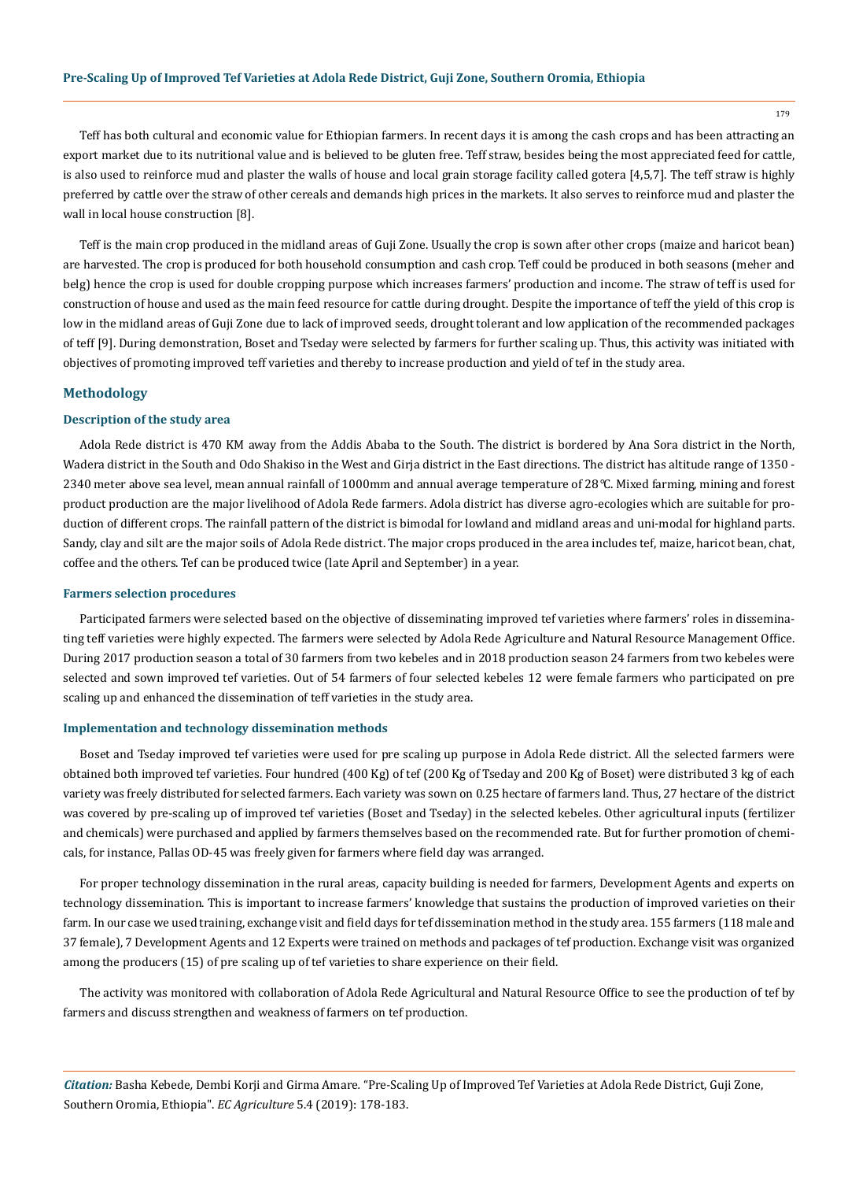Teff has both cultural and economic value for Ethiopian farmers. In recent days it is among the cash crops and has been attracting an export market due to its nutritional value and is believed to be gluten free. Teff straw, besides being the most appreciated feed for cattle, is also used to reinforce mud and plaster the walls of house and local grain storage facility called gotera [4,5,7]. The teff straw is highly preferred by cattle over the straw of other cereals and demands high prices in the markets. It also serves to reinforce mud and plaster the wall in local house construction [8].

Teff is the main crop produced in the midland areas of Guji Zone. Usually the crop is sown after other crops (maize and haricot bean) are harvested. The crop is produced for both household consumption and cash crop. Teff could be produced in both seasons (meher and belg) hence the crop is used for double cropping purpose which increases farmers' production and income. The straw of teff is used for construction of house and used as the main feed resource for cattle during drought. Despite the importance of teff the yield of this crop is low in the midland areas of Guji Zone due to lack of improved seeds, drought tolerant and low application of the recommended packages of teff [9]. During demonstration, Boset and Tseday were selected by farmers for further scaling up. Thus, this activity was initiated with objectives of promoting improved teff varieties and thereby to increase production and yield of tef in the study area.

## Methodology

### Description of the study area

Adola Rede district is 470 KM away from the Addis Ababa to the South. The district is bordered by Ana Sora district in the North, Wadera district in the South and Odo Shakiso in the West and Girja district in the East directions. The district has altitude range of 1350 - 2340 meter above sea level, mean annual rainfall of 1000mm and annual average temperature of 28℃. Mixed farming, mining and forest product production are the major livelihood of Adola Rede farmers. Adola district has diverse agro-ecologies which are suitable for production of different crops. The rainfall pattern of the district is bimodal for lowland and midland areas and uni-modal for highland parts. Sandy, clay and silt are the major soils of Adola Rede district. The major crops produced in the area includes tef, maize, haricot bean, chat, coffee and the others. Tef can be produced twice (late April and September) in a year.

### Farmers selection procedures

Participated farmers were selected based on the objective of disseminating improved tef varieties where farmers' roles in disseminating teff varieties were highly expected. The farmers were selected by Adola Rede Agriculture and Natural Resource Management Office. During 2017 production season a total of 30 farmers from two kebeles and in 2018 production season 24 farmers from two kebeles were selected and sown improved tef varieties. Out of 54 farmers of four selected kebeles 12 were female farmers who participated on pre scaling up and enhanced the dissemination of teff varieties in the study area.

### Implementation and technology dissemination methods

Boset and Tseday improved tef varieties were used for pre scaling up purpose in Adola Rede district. All the selected farmers were obtained both improved tef varieties. Four hundred (400 Kg) of tef (200 Kg of Tseday and 200 Kg of Boset) were distributed 3 kg of each variety was freely distributed for selected farmers. Each variety was sown on 0.25 hectare of farmers land. Thus, 27 hectare of the district was covered by pre-scaling up of improved tef varieties (Boset and Tseday) in the selected kebeles. Other agricultural inputs (fertilizer and chemicals) were purchased and applied by farmers themselves based on the recommended rate. But for further promotion of chemicals, for instance, Pallas OD-45 was freely given for farmers where field day was arranged.

For proper technology dissemination in the rural areas, capacity building is needed for farmers, Development Agents and experts on technology dissemination. This is important to increase farmers' knowledge that sustains the production of improved varieties on their farm. In our case we used training, exchange visit and field days for tef dissemination method in the study area. 155 farmers (118 male and 37 female), 7 Development Agents and 12 Experts were trained on methods and packages of tef production. Exchange visit was organized among the producers (15) of pre scaling up of tef varieties to share experience on their field.

The activity was monitored with collaboration of Adola Rede Agricultural and Natural Resource Office to see the production of tef by farmers and discuss strengthen and weakness of farmers on tef production.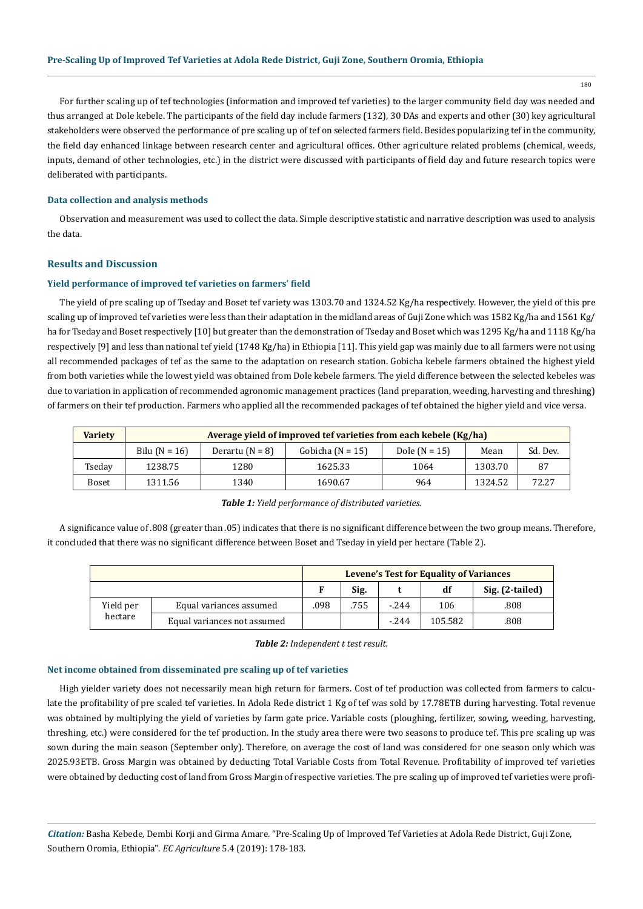For further scaling up of tef technologies (information and improved tef varieties) to the larger community field day was needed and thus arranged at Dole kebele. The participants of the field day include farmers (132), 30 DAs and experts and other (30) key agricultural stakeholders were observed the performance of pre scaling up of tef on selected farmers field. Besides popularizing tef in the community, the field day enhanced linkage between research center and agricultural offices. Other agriculture related problems (chemical, weeds, inputs, demand of other technologies, etc.) in the district were discussed with participants of field day and future research topics were deliberated with participants.

### Data collection and analysis methods

Observation and measurement was used to collect the data. Simple descriptive statistic and narrative description was used to analysis the data.

## Results and Discussion

### Yield performance of improved tef varieties on farmers' field

The yield of pre scaling up of Tseday and Boset tef variety was 1303.70 and 1324.52 Kg/ha respectively. However, the yield of this pre scaling up of improved tef varieties were less than their adaptation in the midland areas of Guji Zone which was 1582 Kg/ha and 1561 Kg/ha for Tseday and Boset respectively [10] but greater than the demonstration of Tseday and Boset which was 1295 Kg/ha and 1118 Kg/ha respectively [9] and less than national tef yield (1748 Kg/ha) in Ethiopia [11]. This yield gap was mainly due to all farmers were not using all recommended packages of tef as the same to the adaptation on research station. Gobicha kebele farmers obtained the highest yield from both varieties while the lowest yield was obtained from Dole kebele farmers. The yield difference between the selected kebeles was due to variation in application of recommended agronomic management practices (land preparation, weeding, harvesting and threshing) of farmers on their tef production. Farmers who applied all the recommended packages of tef obtained the higher yield and vice versa.

| Variety | Average yield of improved tef varieties from each kebele (Kg/ha) | | | | | |
|---|---|---|---|---|---|---|
| | Bilu (N = 16) | Derartu (N = 8) | Gobicha (N = 15) | Dole (N = 15) | Mean | Sd. Dev. |
| Tseday | 1238.75 | 1280 | 1625.33 | 1064 | 1303.70 | 87 |
| Boset | 1311.56 | 1340 | 1690.67 | 964 | 1324.52 | 72.27 |

***Table 1:*** *Yield performance of distributed varieties.*

A significance value of .808 (greater than .05) indicates that there is no significant difference between the two group means. Therefore, it concluded that there was no significant difference between Boset and Tseday in yield per hectare (Table 2).

| | | Levene's Test for Equality of Variances | | | | |
|---|---|---|---|---|---|---|
| | | F | Sig. | t | df | Sig. (2-tailed) |
| Yield per hectare | Equal variances assumed | .098 | .755 | -.244 | 106 | .808 |
| | Equal variances not assumed | | | -.244 | 105.582 | .808 |

***Table 2:*** *Independent t test result.*

### Net income obtained from disseminated pre scaling up of tef varieties

High yielder variety does not necessarily mean high return for farmers. Cost of tef production was collected from farmers to calculate the profitability of pre scaled tef varieties. In Adola Rede district 1 Kg of tef was sold by 17.78ETB during harvesting. Total revenue was obtained by multiplying the yield of varieties by farm gate price. Variable costs (ploughing, fertilizer, sowing, weeding, harvesting, threshing, etc.) were considered for the tef production. In the study area there were two seasons to produce tef. This pre scaling up was sown during the main season (September only). Therefore, on average the cost of land was considered for one season only which was 2025.93ETB. Gross Margin was obtained by deducting Total Variable Costs from Total Revenue. Profitability of improved tef varieties were obtained by deducting cost of land from Gross Margin of respective varieties. The pre scaling up of improved tef varieties were profi-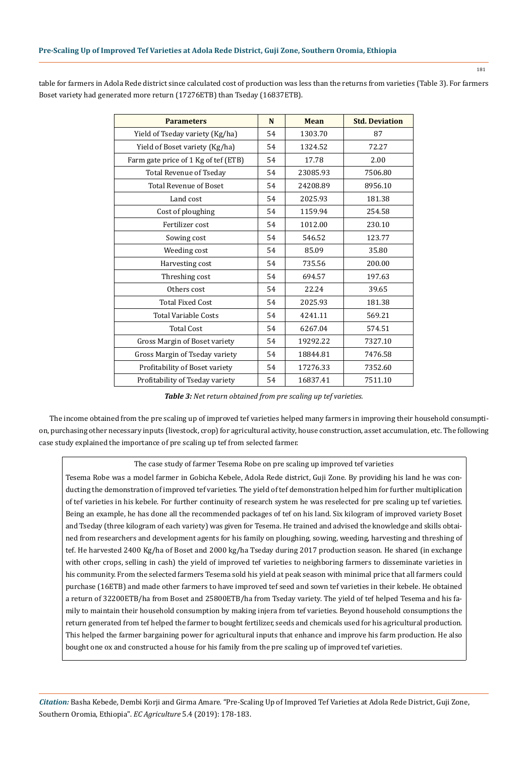table for farmers in Adola Rede district since calculated cost of production was less than the returns from varieties (Table 3). For farmers Boset variety had generated more return (17276ETB) than Tseday (16837ETB).

| Parameters | N | Mean | Std. Deviation |
|---|---|---|---|
| Yield of Tseday variety (Kg/ha) | 54 | 1303.70 | 87 |
| Yield of Boset variety (Kg/ha) | 54 | 1324.52 | 72.27 |
| Farm gate price of 1 Kg of tef (ETB) | 54 | 17.78 | 2.00 |
| Total Revenue of Tseday | 54 | 23085.93 | 7506.80 |
| Total Revenue of Boset | 54 | 24208.89 | 8956.10 |
| Land cost | 54 | 2025.93 | 181.38 |
| Cost of ploughing | 54 | 1159.94 | 254.58 |
| Fertilizer cost | 54 | 1012.00 | 230.10 |
| Sowing cost | 54 | 546.52 | 123.77 |
| Weeding cost | 54 | 85.09 | 35.80 |
| Harvesting cost | 54 | 735.56 | 200.00 |
| Threshing cost | 54 | 694.57 | 197.63 |
| Others cost | 54 | 22.24 | 39.65 |
| Total Fixed Cost | 54 | 2025.93 | 181.38 |
| Total Variable Costs | 54 | 4241.11 | 569.21 |
| Total Cost | 54 | 6267.04 | 574.51 |
| Gross Margin of Boset variety | 54 | 19292.22 | 7327.10 |
| Gross Margin of Tseday variety | 54 | 18844.81 | 7476.58 |
| Profitability of Boset variety | 54 | 17276.33 | 7352.60 |
| Profitability of Tseday variety | 54 | 16837.41 | 7511.10 |

***Table 3:** Net return obtained from pre scaling up tef varieties.*

The income obtained from the pre scaling up of improved tef varieties helped many farmers in improving their household consumption, purchasing other necessary inputs (livestock, crop) for agricultural activity, house construction, asset accumulation, etc. The following case study explained the importance of pre scaling up tef from selected farmer.

The case study of farmer Tesema Robe on pre scaling up improved tef varieties

Tesema Robe was a model farmer in Gobicha Kebele, Adola Rede district, Guji Zone. By providing his land he was conducting the demonstration of improved tef varieties. The yield of tef demonstration helped him for further multiplication of tef varieties in his kebele. For further continuity of research system he was reselected for pre scaling up tef varieties. Being an example, he has done all the recommended packages of tef on his land. Six kilogram of improved variety Boset and Tseday (three kilogram of each variety) was given for Tesema. He trained and advised the knowledge and skills obtained from researchers and development agents for his family on ploughing, sowing, weeding, harvesting and threshing of tef. He harvested 2400 Kg/ha of Boset and 2000 kg/ha Tseday during 2017 production season. He shared (in exchange with other crops, selling in cash) the yield of improved tef varieties to neighboring farmers to disseminate varieties in his community. From the selected farmers Tesema sold his yield at peak season with minimal price that all farmers could purchase (16ETB) and made other farmers to have improved tef seed and sown tef varieties in their kebele. He obtained a return of 32200ETB/ha from Boset and 25800ETB/ha from Tseday variety. The yield of tef helped Tesema and his family to maintain their household consumption by making injera from tef varieties. Beyond household consumptions the return generated from tef helped the farmer to bought fertilizer, seeds and chemicals used for his agricultural production. This helped the farmer bargaining power for agricultural inputs that enhance and improve his farm production. He also bought one ox and constructed a house for his family from the pre scaling up of improved tef varieties.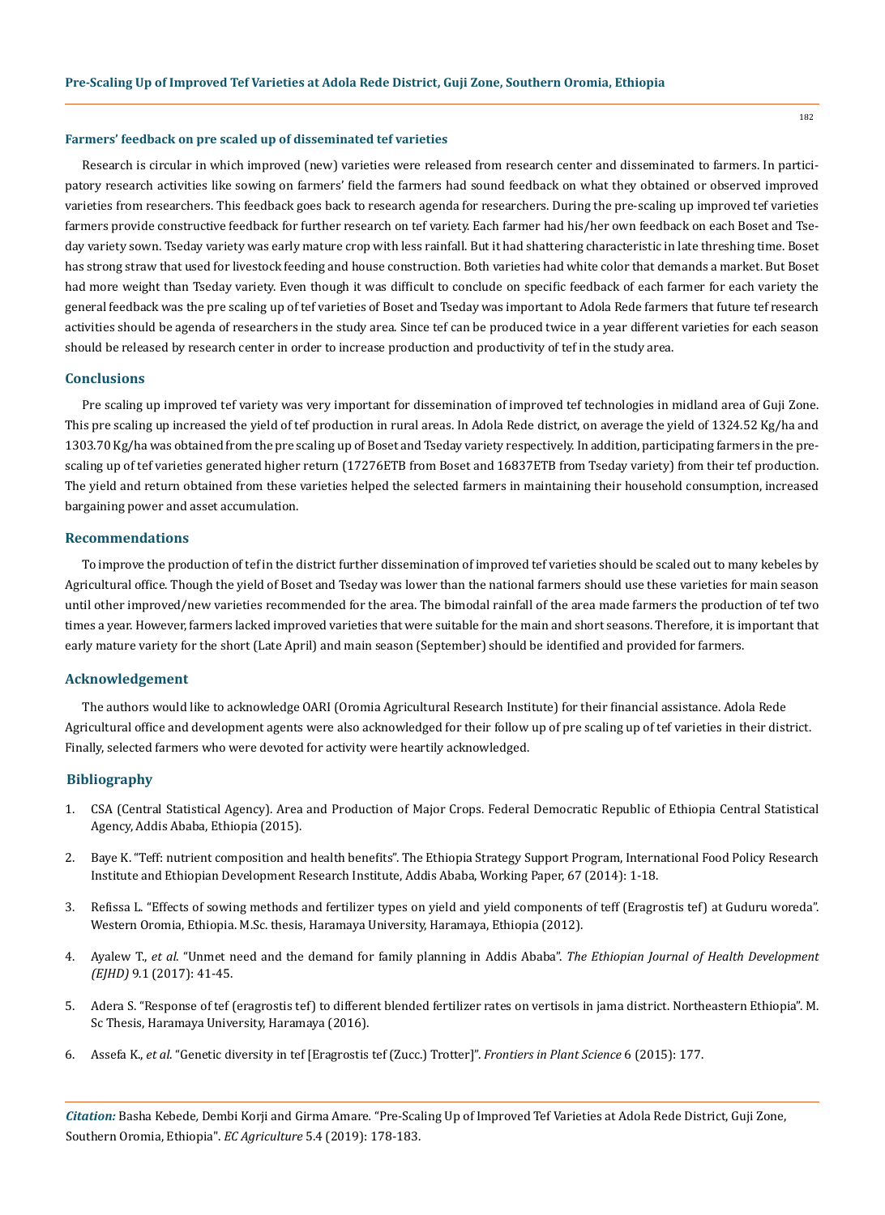### Farmers' feedback on pre scaled up of disseminated tef varieties

Research is circular in which improved (new) varieties were released from research center and disseminated to farmers. In participatory research activities like sowing on farmers' field the farmers had sound feedback on what they obtained or observed improved varieties from researchers. This feedback goes back to research agenda for researchers. During the pre-scaling up improved tef varieties farmers provide constructive feedback for further research on tef variety. Each farmer had his/her own feedback on each Boset and Tseday variety sown. Tseday variety was early mature crop with less rainfall. But it had shattering characteristic in late threshing time. Boset has strong straw that used for livestock feeding and house construction. Both varieties had white color that demands a market. But Boset had more weight than Tseday variety. Even though it was difficult to conclude on specific feedback of each farmer for each variety the general feedback was the pre scaling up of tef varieties of Boset and Tseday was important to Adola Rede farmers that future tef research activities should be agenda of researchers in the study area. Since tef can be produced twice in a year different varieties for each season should be released by research center in order to increase production and productivity of tef in the study area.

## Conclusions

Pre scaling up improved tef variety was very important for dissemination of improved tef technologies in midland area of Guji Zone. This pre scaling up increased the yield of tef production in rural areas. In Adola Rede district, on average the yield of 1324.52 Kg/ha and 1303.70 Kg/ha was obtained from the pre scaling up of Boset and Tseday variety respectively. In addition, participating farmers in the pre-scaling up of tef varieties generated higher return (17276ETB from Boset and 16837ETB from Tseday variety) from their tef production. The yield and return obtained from these varieties helped the selected farmers in maintaining their household consumption, increased bargaining power and asset accumulation.

## Recommendations

To improve the production of tef in the district further dissemination of improved tef varieties should be scaled out to many kebeles by Agricultural office. Though the yield of Boset and Tseday was lower than the national farmers should use these varieties for main season until other improved/new varieties recommended for the area. The bimodal rainfall of the area made farmers the production of tef two times a year. However, farmers lacked improved varieties that were suitable for the main and short seasons. Therefore, it is important that early mature variety for the short (Late April) and main season (September) should be identified and provided for farmers.

## Acknowledgement

The authors would like to acknowledge OARI (Oromia Agricultural Research Institute) for their financial assistance. Adola Rede Agricultural office and development agents were also acknowledged for their follow up of pre scaling up of tef varieties in their district. Finally, selected farmers who were devoted for activity were heartily acknowledged.

## Bibliography

1. CSA (Central Statistical Agency). Area and Production of Major Crops. Federal Democratic Republic of Ethiopia Central Statistical Agency, Addis Ababa, Ethiopia (2015).
2. Baye K. "Teff: nutrient composition and health benefits". The Ethiopia Strategy Support Program, International Food Policy Research Institute and Ethiopian Development Research Institute, Addis Ababa, Working Paper, 67 (2014): 1-18.
3. Refissa L. "Effects of sowing methods and fertilizer types on yield and yield components of teff (Eragrostis tef) at Guduru woreda". Western Oromia, Ethiopia. M.Sc. thesis, Haramaya University, Haramaya, Ethiopia (2012).
4. Ayalew T., *et al*. "Unmet need and the demand for family planning in Addis Ababa". *The Ethiopian Journal of Health Development (EJHD)* 9.1 (2017): 41-45.
5. Adera S. "Response of tef (eragrostis tef) to different blended fertilizer rates on vertisols in jama district. Northeastern Ethiopia". M. Sc Thesis, Haramaya University, Haramaya (2016).
6. Assefa K., *et al*. "Genetic diversity in tef [Eragrostis tef (Zucc.) Trotter]". *Frontiers in Plant Science* 6 (2015): 177.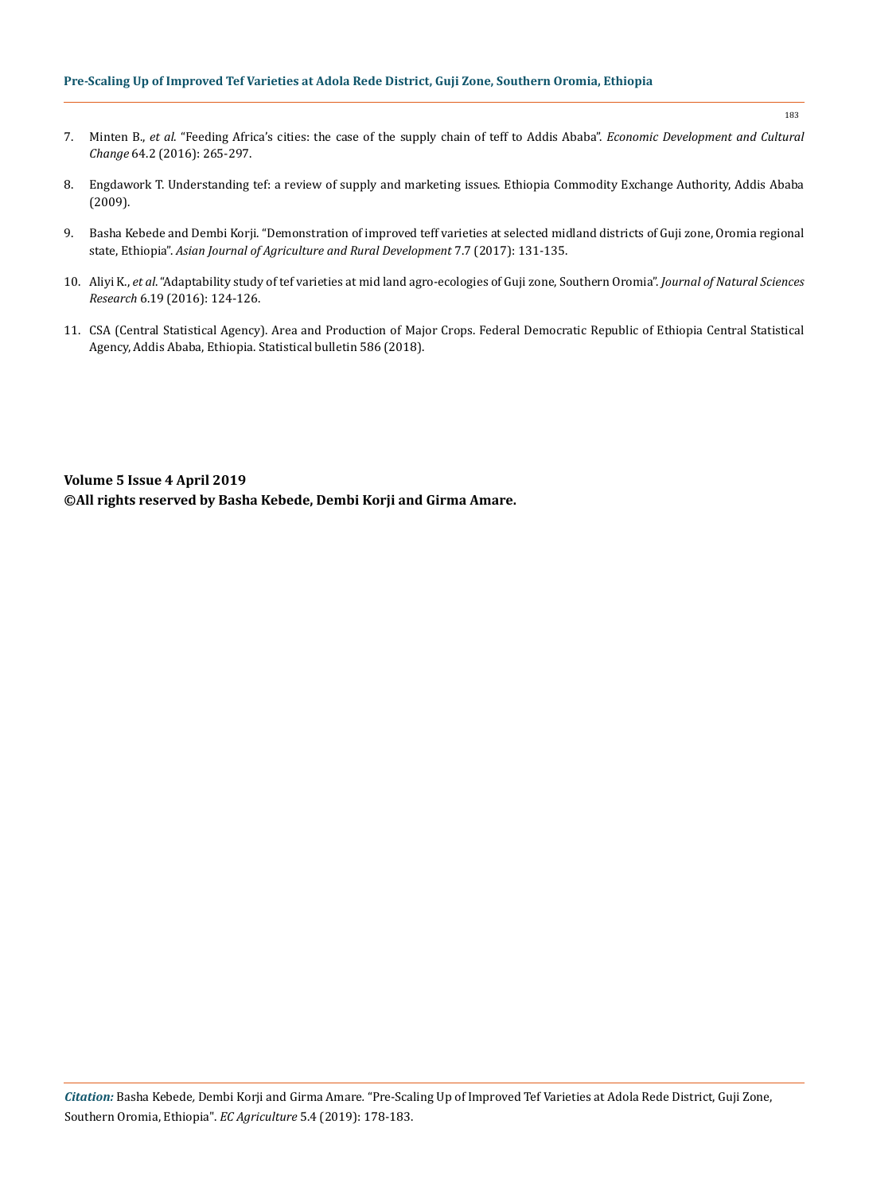7. Minten B., *et al.* "Feeding Africa's cities: the case of the supply chain of teff to Addis Ababa". *Economic Development and Cultural Change* 64.2 (2016): 265-297.

8. Engdawork T. Understanding tef: a review of supply and marketing issues. Ethiopia Commodity Exchange Authority, Addis Ababa (2009).

9. Basha Kebede and Dembi Korji. "Demonstration of improved teff varieties at selected midland districts of Guji zone, Oromia regional state, Ethiopia". *Asian Journal of Agriculture and Rural Development* 7.7 (2017): 131-135.

10. Aliyi K., *et al.* "Adaptability study of tef varieties at mid land agro-ecologies of Guji zone, Southern Oromia". *Journal of Natural Sciences Research* 6.19 (2016): 124-126.

11. CSA (Central Statistical Agency). Area and Production of Major Crops. Federal Democratic Republic of Ethiopia Central Statistical Agency, Addis Ababa, Ethiopia. Statistical bulletin 586 (2018).

**Volume 5 Issue 4 April 2019**
**©All rights reserved by Basha Kebede, Dembi Korji and Girma Amare.**